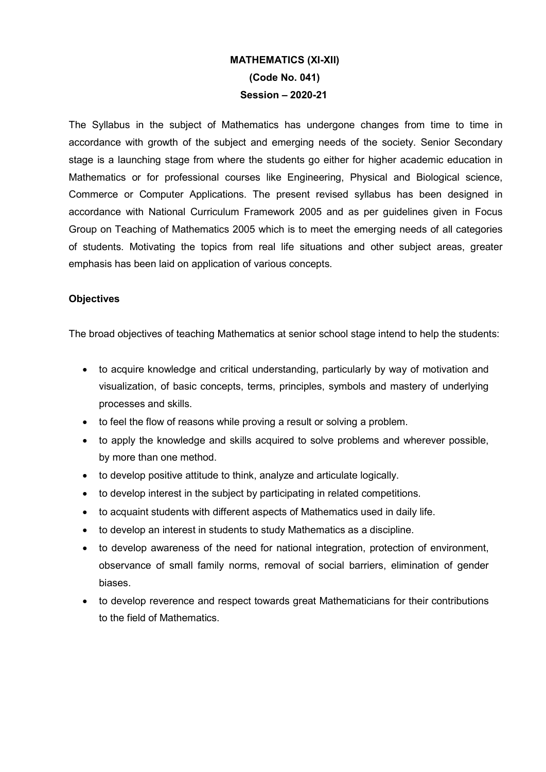# MATHEMATICS (XI-XII)

## (Code No. 041)

## Session – 2020-21

The Syllabus in the subject of Mathematics has undergone changes from time to time in accordance with growth of the subject and emerging needs of the society. Senior Secondary stage is a launching stage from where the students go either for higher academic education in Mathematics or for professional courses like Engineering, Physical and Biological science, Commerce or Computer Applications. The present revised syllabus has been designed in accordance with National Curriculum Framework 2005 and as per guidelines given in Focus Group on Teaching of Mathematics 2005 which is to meet the emerging needs of all categories of students. Motivating the topics from real life situations and other subject areas, greater emphasis has been laid on application of various concepts.

### Objectives

The broad objectives of teaching Mathematics at senior school stage intend to help the students:

- to acquire knowledge and critical understanding, particularly by way of motivation and visualization, of basic concepts, terms, principles, symbols and mastery of underlying processes and skills.
- to feel the flow of reasons while proving a result or solving a problem.
- to apply the knowledge and skills acquired to solve problems and wherever possible, by more than one method.
- to develop positive attitude to think, analyze and articulate logically.
- to develop interest in the subject by participating in related competitions.
- to acquaint students with different aspects of Mathematics used in daily life.
- to develop an interest in students to study Mathematics as a discipline.
- to develop awareness of the need for national integration, protection of environment, observance of small family norms, removal of social barriers, elimination of gender biases.
- to develop reverence and respect towards great Mathematicians for their contributions to the field of Mathematics.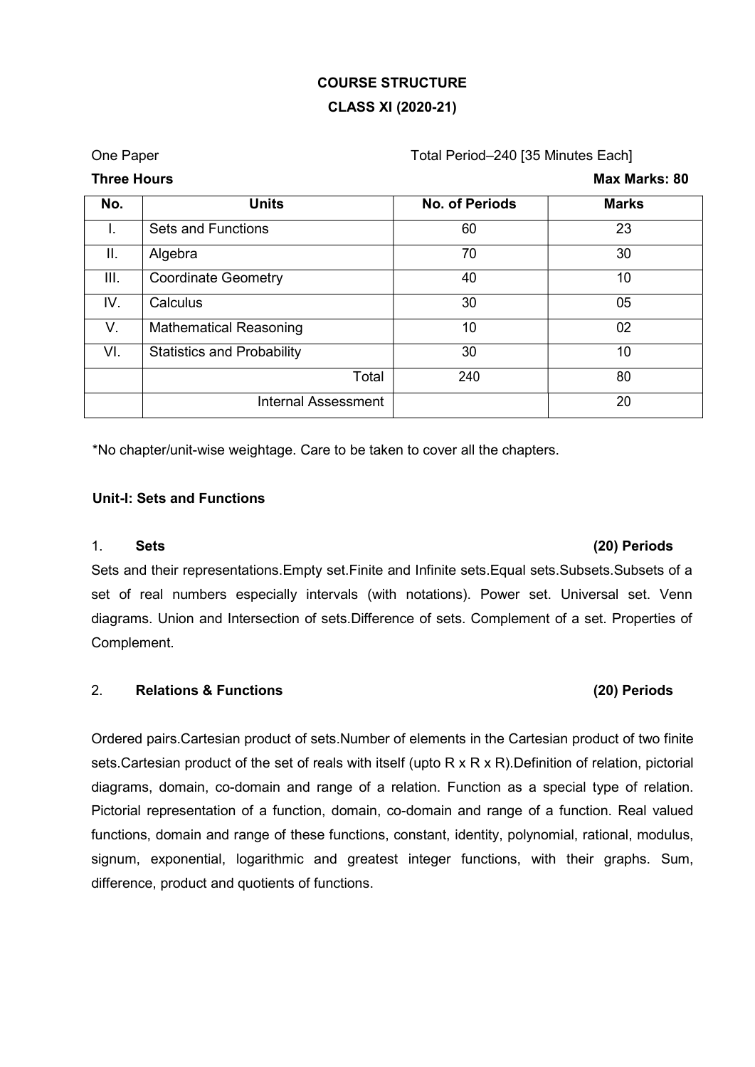## COURSE STRUCTURE

## CLASS XI (2020-21)

One Paper Total Period–240 [35 Minutes Each]

**Three Hours** **Max Marks: 80**

| No. | Units | No. of Periods | Marks |
|---|---|---|---|
| I. | Sets and Functions | 60 | 23 |
| II. | Algebra | 70 | 30 |
| III. | Coordinate Geometry | 40 | 10 |
| IV. | Calculus | 30 | 05 |
| V. | Mathematical Reasoning | 10 | 02 |
| VI. | Statistics and Probability | 30 | 10 |
| | Total | 240 | 80 |
| | Internal Assessment | | 20 |

*No chapter/unit-wise weightage. Care to be taken to cover all the chapters.

### Unit-I: Sets and Functions

#### 1. Sets (20) Periods

Sets and their representations.Empty set.Finite and Infinite sets.Equal sets.Subsets.Subsets of a set of real numbers especially intervals (with notations). Power set. Universal set. Venn diagrams. Union and Intersection of sets.Difference of sets. Complement of a set. Properties of Complement.

#### 2. Relations & Functions (20) Periods

Ordered pairs.Cartesian product of sets.Number of elements in the Cartesian product of two finite sets.Cartesian product of the set of reals with itself (upto $R \times R \times R$).Definition of relation, pictorial diagrams, domain, co-domain and range of a relation. Function as a special type of relation. Pictorial representation of a function, domain, co-domain and range of a function. Real valued functions, domain and range of these functions, constant, identity, polynomial, rational, modulus, signum, exponential, logarithmic and greatest integer functions, with their graphs. Sum, difference, product and quotients of functions.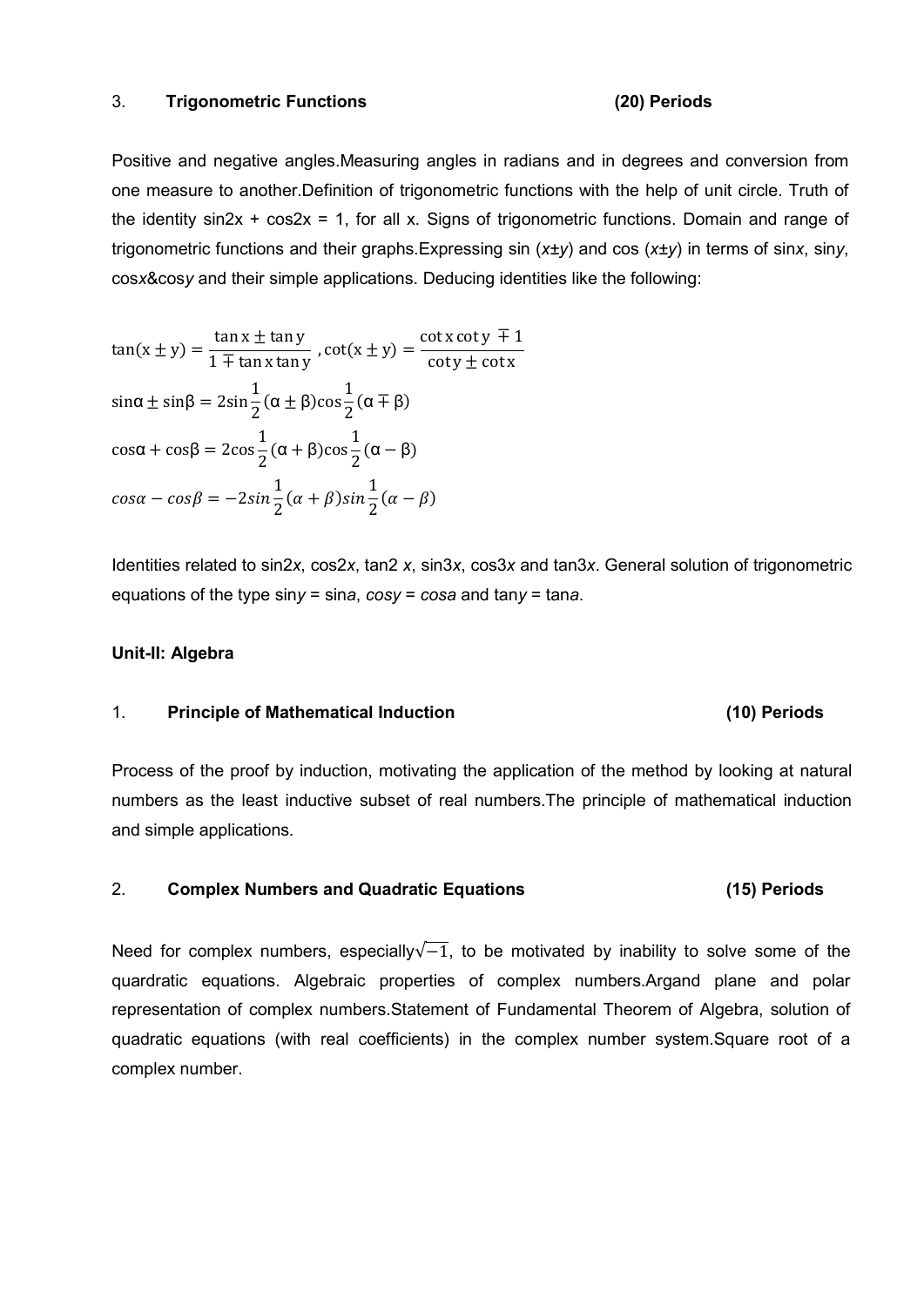### 3. Trigonometric Functions (20) Periods

Positive and negative angles.Measuring angles in radians and in degrees and conversion from one measure to another.Definition of trigonometric functions with the help of unit circle. Truth of the identity sin2x + cos2x = 1, for all x. Signs of trigonometric functions. Domain and range of trigonometric functions and their graphs.Expressing sin ($x±y$) and cos ($x±y$) in terms of sin$x$, sin$y$, cos$x$&cos$y$ and their simple applications. Deducing identities like the following:

$$\tan(x \pm y) = \frac{\tan x \pm \tan y}{1 \mp \tan x \tan y}, \cot(x \pm y) = \frac{\cot x \cot y \mp 1}{\cot y \pm \cot x}$$

$$\sin\alpha \pm \sin\beta = 2\sin\frac{1}{2}(\alpha \pm \beta)\cos\frac{1}{2}(\alpha \mp \beta)$$

$$\cos\alpha + \cos\beta = 2\cos\frac{1}{2}(\alpha + \beta)\cos\frac{1}{2}(\alpha - \beta)$$

$$cos\alpha - cos\beta = -2sin\frac{1}{2}(\alpha + \beta)sin\frac{1}{2}(\alpha - \beta)$$

Identities related to sin2$x$, cos2$x$, tan2 $x$, sin3$x$, cos3$x$ and tan3$x$. General solution of trigonometric equations of the type sin$y$ = sin$a$, $cosy$ = $cosa$ and tan$y$ = tan$a$.

## Unit-II: Algebra

### 1. Principle of Mathematical Induction (10) Periods

Process of the proof by induction, motivating the application of the method by looking at natural numbers as the least inductive subset of real numbers.The principle of mathematical induction and simple applications.

### 2. Complex Numbers and Quadratic Equations (15) Periods

Need for complex numbers, especially$\sqrt{-1}$, to be motivated by inability to solve some of the quardratic equations. Algebraic properties of complex numbers.Argand plane and polar representation of complex numbers.Statement of Fundamental Theorem of Algebra, solution of quadratic equations (with real coefficients) in the complex number system.Square root of a complex number.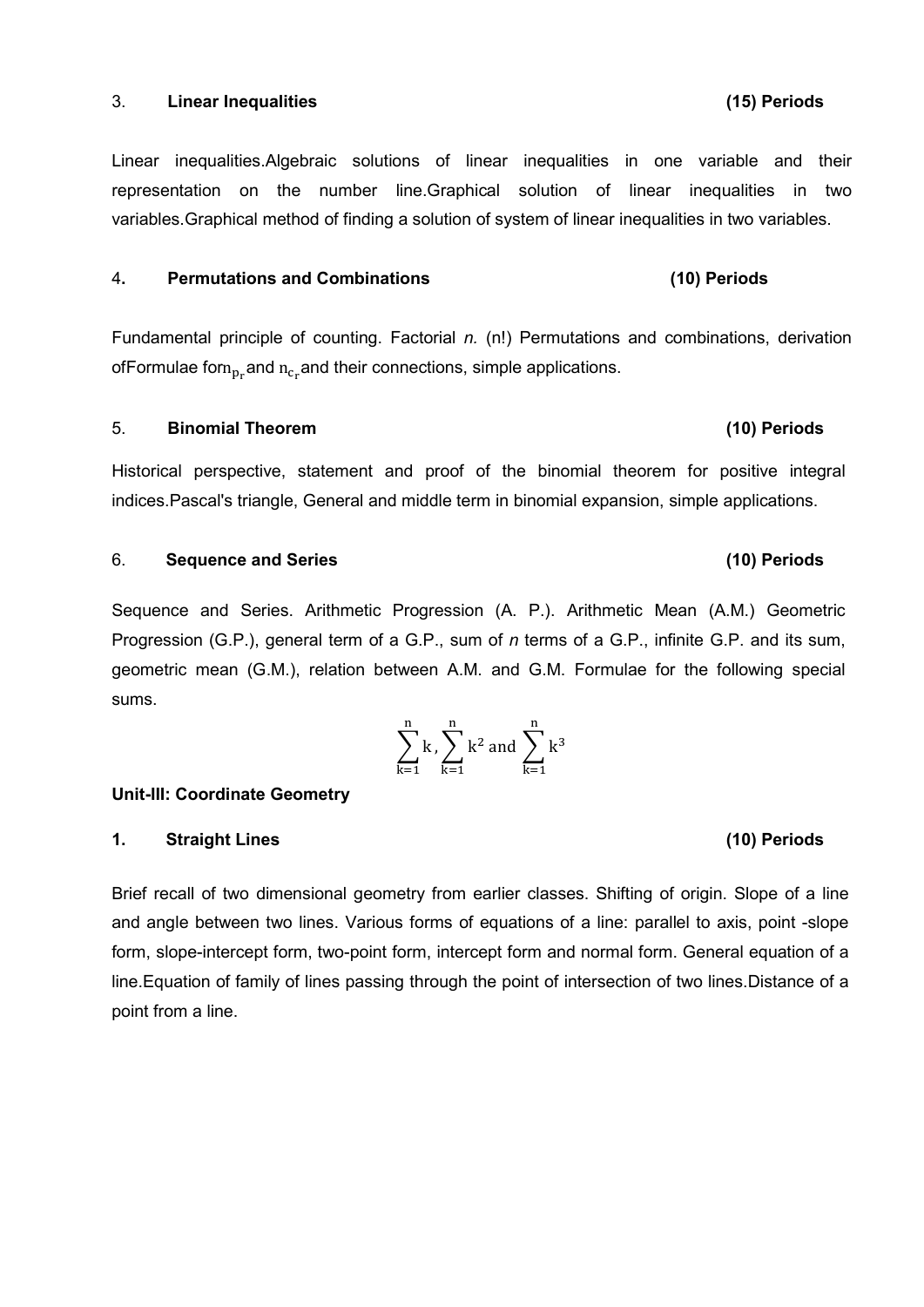### 3. Linear Inequalities (15) Periods

Linear inequalities.Algebraic solutions of linear inequalities in one variable and their representation on the number line.Graphical solution of linear inequalities in two variables.Graphical method of finding a solution of system of linear inequalities in two variables.

### 4. Permutations and Combinations (10) Periods

Fundamental principle of counting. Factorial *n.* (n!) Permutations and combinations, derivation ofFormulae for$n_{p_r}$and $n_{c_r}$and their connections, simple applications.

### 5. Binomial Theorem (10) Periods

Historical perspective, statement and proof of the binomial theorem for positive integral indices.Pascal's triangle, General and middle term in binomial expansion, simple applications.

### 6. Sequence and Series (10) Periods

Sequence and Series. Arithmetic Progression (A. P.). Arithmetic Mean (A.M.) Geometric Progression (G.P.), general term of a G.P., sum of *n* terms of a G.P., infinite G.P. and its sum, geometric mean (G.M.), relation between A.M. and G.M. Formulae for the following special sums.

$$\sum_{k=1}^{n} k, \sum_{k=1}^{n} k^2 \text{ and } \sum_{k=1}^{n} k^3$$

## Unit-III: Coordinate Geometry

### 1. Straight Lines (10) Periods

Brief recall of two dimensional geometry from earlier classes. Shifting of origin. Slope of a line and angle between two lines. Various forms of equations of a line: parallel to axis, point -slope form, slope-intercept form, two-point form, intercept form and normal form. General equation of a line.Equation of family of lines passing through the point of intersection of two lines.Distance of a point from a line.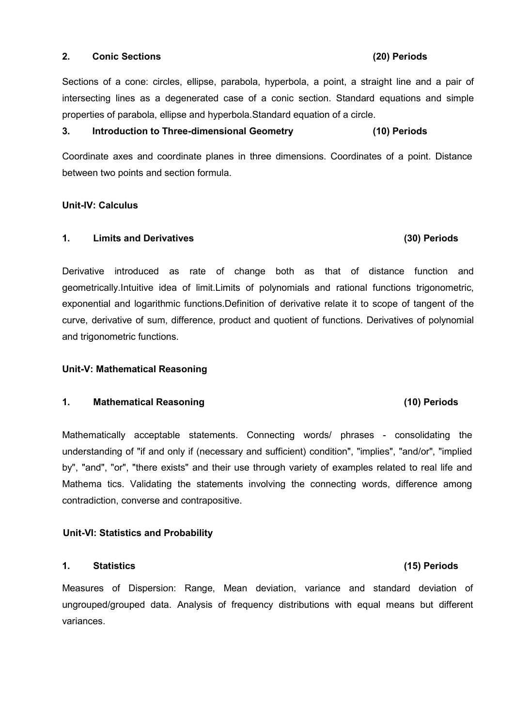**2. Conic Sections (20) Periods**

Sections of a cone: circles, ellipse, parabola, hyperbola, a point, a straight line and a pair of intersecting lines as a degenerated case of a conic section. Standard equations and simple properties of parabola, ellipse and hyperbola.Standard equation of a circle.

**3. Introduction to Three-dimensional Geometry (10) Periods**

Coordinate axes and coordinate planes in three dimensions. Coordinates of a point. Distance between two points and section formula.

**Unit-IV: Calculus**

**1. Limits and Derivatives (30) Periods**

Derivative introduced as rate of change both as that of distance function and geometrically.Intuitive idea of limit.Limits of polynomials and rational functions trigonometric, exponential and logarithmic functions.Definition of derivative relate it to scope of tangent of the curve, derivative of sum, difference, product and quotient of functions. Derivatives of polynomial and trigonometric functions.

**Unit-V: Mathematical Reasoning**

**1. Mathematical Reasoning (10) Periods**

Mathematically acceptable statements. Connecting words/ phrases - consolidating the understanding of "if and only if (necessary and sufficient) condition", "implies", "and/or", "implied by", "and", "or", "there exists" and their use through variety of examples related to real life and Mathema tics. Validating the statements involving the connecting words, difference among contradiction, converse and contrapositive.

**Unit-VI: Statistics and Probability**

**1. Statistics (15) Periods**

Measures of Dispersion: Range, Mean deviation, variance and standard deviation of ungrouped/grouped data. Analysis of frequency distributions with equal means but different variances.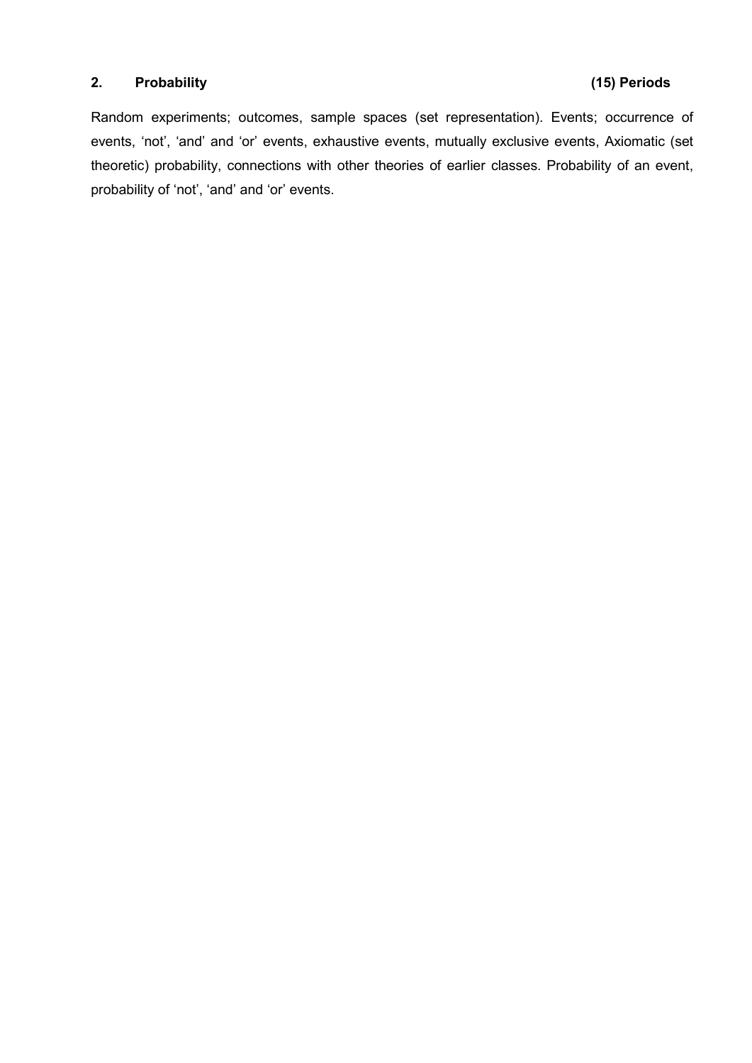## 2. Probability (15) Periods

Random experiments; outcomes, sample spaces (set representation). Events; occurrence of events, 'not', 'and' and 'or' events, exhaustive events, mutually exclusive events, Axiomatic (set theoretic) probability, connections with other theories of earlier classes. Probability of an event, probability of 'not', 'and' and 'or' events.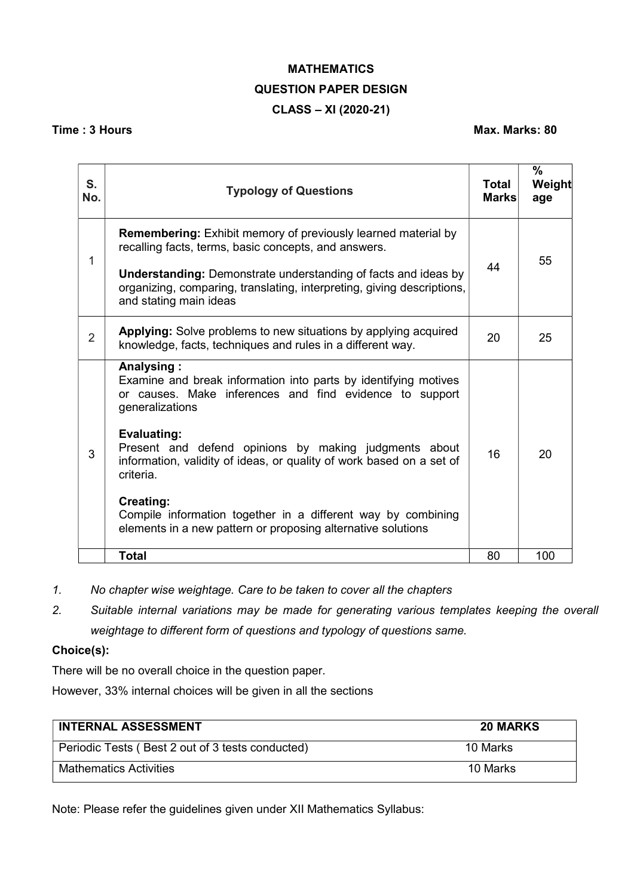# MATHEMATICS

## QUESTION PAPER DESIGN

## CLASS – XI (2020-21)

**Time : 3 Hours** **Max. Marks: 80**

| S. No. | Typology of Questions | Total Marks | % Weightage |
|---|---|---|---|
| 1 | **Remembering:** Exhibit memory of previously learned material by recalling facts, terms, basic concepts, and answers.<br><br>**Understanding:** Demonstrate understanding of facts and ideas by organizing, comparing, translating, interpreting, giving descriptions, and stating main ideas | 44 | 55 |
| 2 | **Applying:** Solve problems to new situations by applying acquired knowledge, facts, techniques and rules in a different way. | 20 | 25 |
| 3 | **Analysing :** Examine and break information into parts by identifying motives or causes. Make inferences and find evidence to support generalizations<br><br>**Evaluating:** Present and defend opinions by making judgments about information, validity of ideas, or quality of work based on a set of criteria.<br><br>**Creating:** Compile information together in a different way by combining elements in a new pattern or proposing alternative solutions | 16 | 20 |
| | **Total** | 80 | 100 |

1. *No chapter wise weightage. Care to be taken to cover all the chapters*
2. *Suitable internal variations may be made for generating various templates keeping the overall weightage to different form of questions and typology of questions same.*

**Choice(s):**

There will be no overall choice in the question paper.

However, 33% internal choices will be given in all the sections

| **INTERNAL ASSESSMENT** | **20 MARKS** |
|---|---|
| Periodic Tests ( Best 2 out of 3 tests conducted) | 10 Marks |
| Mathematics Activities | 10 Marks |

Note: Please refer the guidelines given under XII Mathematics Syllabus: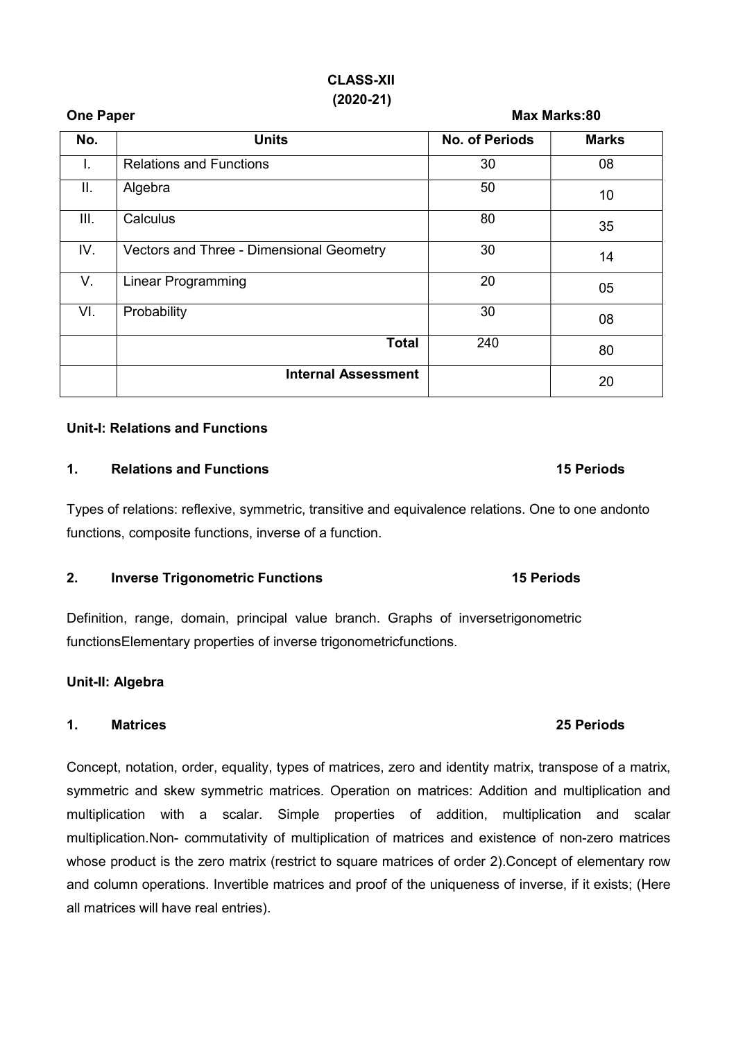# CLASS-XII
## (2020-21)

**One Paper** **Max Marks:80**

| No. | Units | No. of Periods | Marks |
|---|---|---|---|
| I. | Relations and Functions | 30 | 08 |
| II. | Algebra | 50 | 10 |
| III. | Calculus | 80 | 35 |
| IV. | Vectors and Three - Dimensional Geometry | 30 | 14 |
| V. | Linear Programming | 20 | 05 |
| VI. | Probability | 30 | 08 |
| | **Total** | 240 | 80 |
| | **Internal Assessment** | | 20 |

**Unit-I: Relations and Functions**

**1. Relations and Functions 15 Periods**

Types of relations: reflexive, symmetric, transitive and equivalence relations. One to one andonto functions, composite functions, inverse of a function.

**2. Inverse Trigonometric Functions 15 Periods**

Definition, range, domain, principal value branch. Graphs of inversetrigonometric functionsElementary properties of inverse trigonometricfunctions.

**Unit-II: Algebra**

**1. Matrices 25 Periods**

Concept, notation, order, equality, types of matrices, zero and identity matrix, transpose of a matrix, symmetric and skew symmetric matrices. Operation on matrices: Addition and multiplication and multiplication with a scalar. Simple properties of addition, multiplication and scalar multiplication.Non- commutativity of multiplication of matrices and existence of non-zero matrices whose product is the zero matrix (restrict to square matrices of order 2).Concept of elementary row and column operations. Invertible matrices and proof of the uniqueness of inverse, if it exists; (Here all matrices will have real entries).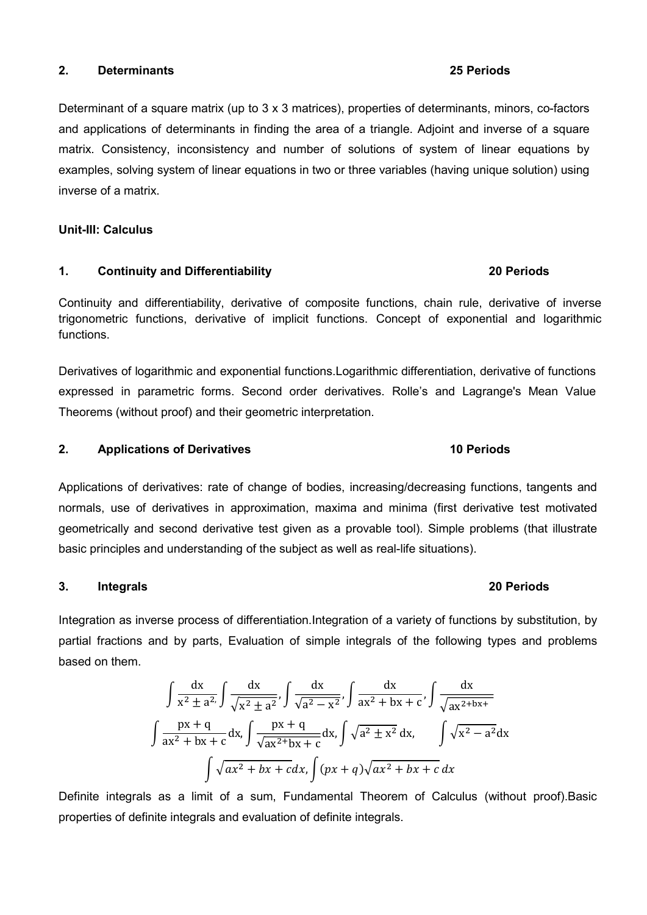**2. Determinants 25 Periods**

Determinant of a square matrix (up to 3 x 3 matrices), properties of determinants, minors, co-factors and applications of determinants in finding the area of a triangle. Adjoint and inverse of a square matrix. Consistency, inconsistency and number of solutions of system of linear equations by examples, solving system of linear equations in two or three variables (having unique solution) using inverse of a matrix.

**Unit-III: Calculus**

**1. Continuity and Differentiability 20 Periods**

Continuity and differentiability, derivative of composite functions, chain rule, derivative of inverse trigonometric functions, derivative of implicit functions. Concept of exponential and logarithmic functions.

Derivatives of logarithmic and exponential functions.Logarithmic differentiation, derivative of functions expressed in parametric forms. Second order derivatives. Rolle's and Lagrange's Mean Value Theorems (without proof) and their geometric interpretation.

**2. Applications of Derivatives 10 Periods**

Applications of derivatives: rate of change of bodies, increasing/decreasing functions, tangents and normals, use of derivatives in approximation, maxima and minima (first derivative test motivated geometrically and second derivative test given as a provable tool). Simple problems (that illustrate basic principles and understanding of the subject as well as real-life situations).

**3. Integrals 20 Periods**

Integration as inverse process of differentiation.Integration of a variety of functions by substitution, by partial fractions and by parts, Evaluation of simple integrals of the following types and problems based on them.

$$\int \frac{dx}{x^2 \pm a^2}, \int \frac{dx}{\sqrt{x^2 \pm a^2}}, \int \frac{dx}{\sqrt{a^2 - x^2}}, \int \frac{dx}{ax^2 + bx + c}, \int \frac{dx}{\sqrt{ax^{2+bx+}}}$$

$$\int \frac{px + q}{ax^2 + bx + c}dx, \int \frac{px + q}{\sqrt{ax^{2+}bx + c}}dx, \int \sqrt{a^2 \pm x^2}\, dx, \quad \int \sqrt{x^2 - a^2}dx$$

$$\int \sqrt{ax^2 + bx + c}dx, \int (px + q)\sqrt{ax^2 + bx + c}\, dx$$

Definite integrals as a limit of a sum, Fundamental Theorem of Calculus (without proof).Basic properties of definite integrals and evaluation of definite integrals.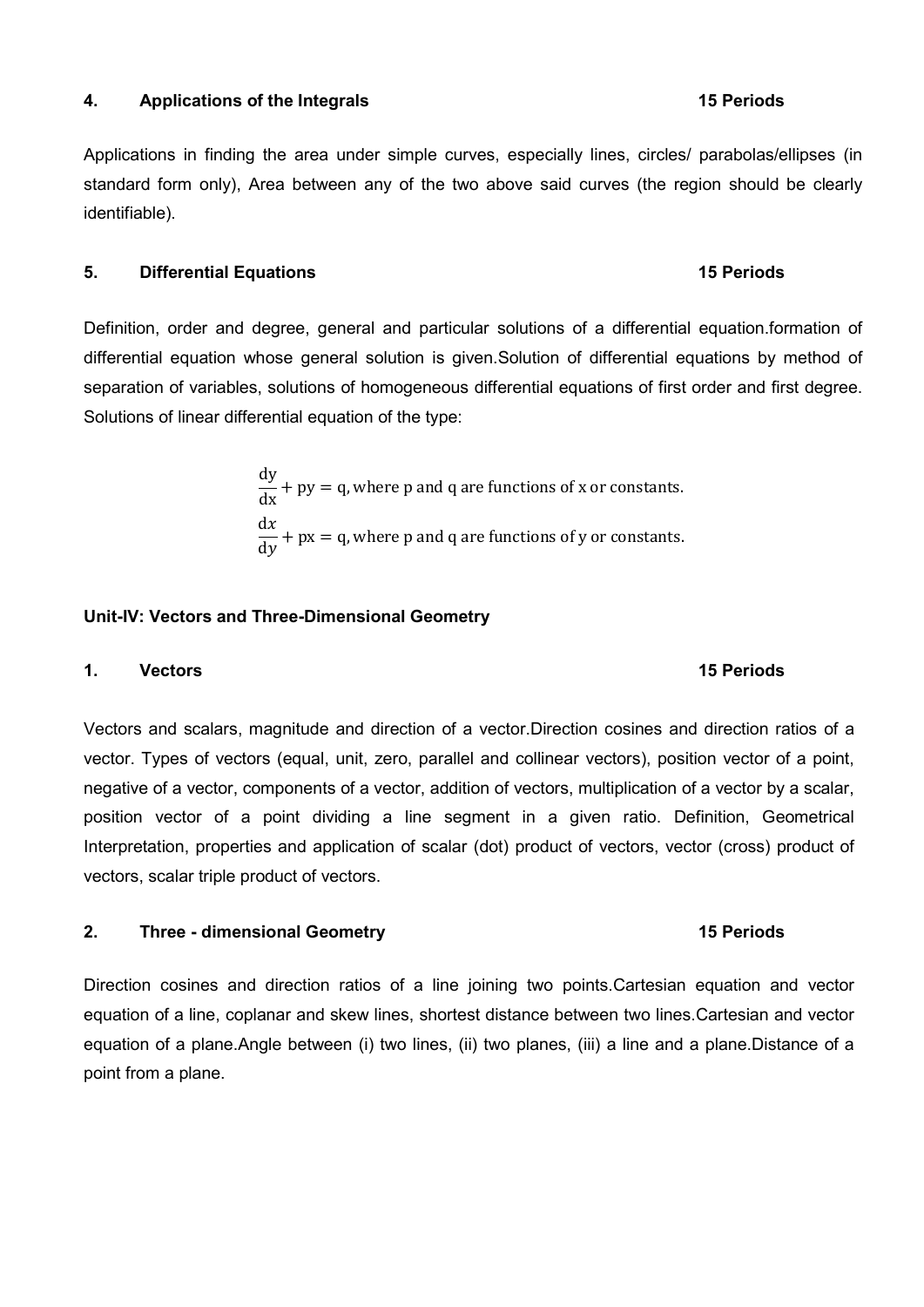#### 4. Applications of the Integrals — 15 Periods

Applications in finding the area under simple curves, especially lines, circles/ parabolas/ellipses (in standard form only), Area between any of the two above said curves (the region should be clearly identifiable).

#### 5. Differential Equations — 15 Periods

Definition, order and degree, general and particular solutions of a differential equation.formation of differential equation whose general solution is given.Solution of differential equations by method of separation of variables, solutions of homogeneous differential equations of first order and first degree. Solutions of linear differential equation of the type:

$$\frac{dy}{dx} + py = q, \text{ where p and q are functions of x or constants.}$$

$$\frac{dx}{dy} + px = q, \text{ where p and q are functions of y or constants.}$$

### Unit-IV: Vectors and Three-Dimensional Geometry

#### 1. Vectors — 15 Periods

Vectors and scalars, magnitude and direction of a vector.Direction cosines and direction ratios of a vector. Types of vectors (equal, unit, zero, parallel and collinear vectors), position vector of a point, negative of a vector, components of a vector, addition of vectors, multiplication of a vector by a scalar, position vector of a point dividing a line segment in a given ratio. Definition, Geometrical Interpretation, properties and application of scalar (dot) product of vectors, vector (cross) product of vectors, scalar triple product of vectors.

#### 2. Three - dimensional Geometry — 15 Periods

Direction cosines and direction ratios of a line joining two points.Cartesian equation and vector equation of a line, coplanar and skew lines, shortest distance between two lines.Cartesian and vector equation of a plane.Angle between (i) two lines, (ii) two planes, (iii) a line and a plane.Distance of a point from a plane.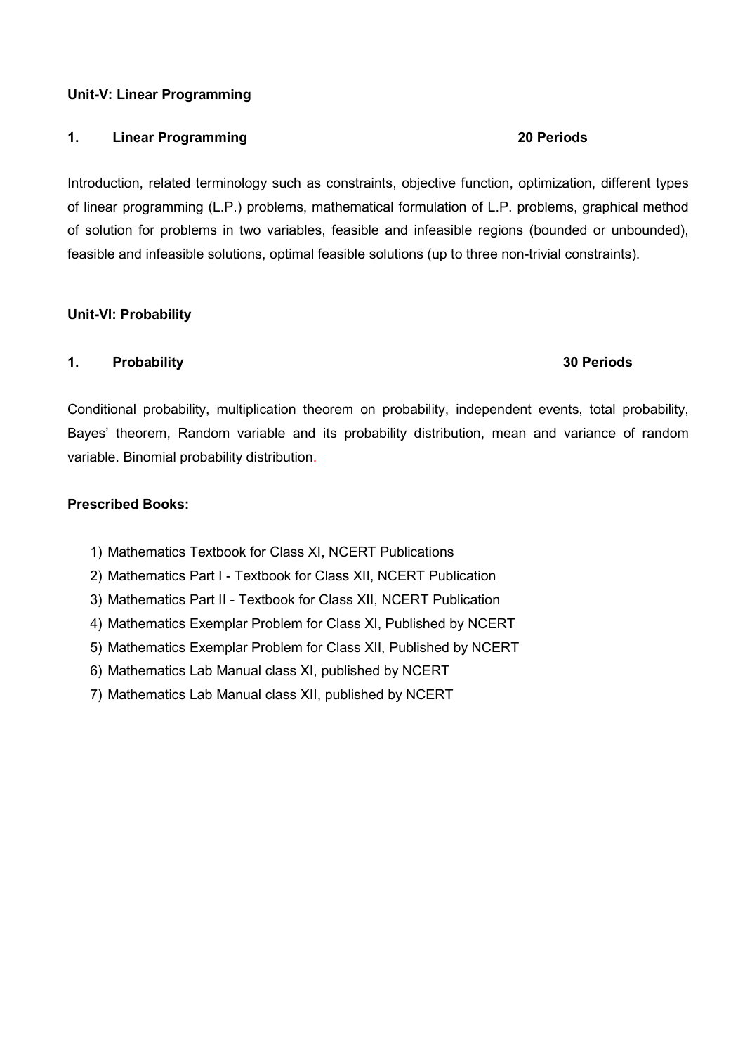**Unit-V: Linear Programming**

**1. Linear Programming 20 Periods**

Introduction, related terminology such as constraints, objective function, optimization, different types of linear programming (L.P.) problems, mathematical formulation of L.P. problems, graphical method of solution for problems in two variables, feasible and infeasible regions (bounded or unbounded), feasible and infeasible solutions, optimal feasible solutions (up to three non-trivial constraints).

**Unit-VI: Probability**

**1. Probability 30 Periods**

Conditional probability, multiplication theorem on probability, independent events, total probability, Bayes' theorem, Random variable and its probability distribution, mean and variance of random variable. Binomial probability distribution.

**Prescribed Books:**

1) Mathematics Textbook for Class XI, NCERT Publications
2) Mathematics Part I - Textbook for Class XII, NCERT Publication
3) Mathematics Part II - Textbook for Class XII, NCERT Publication
4) Mathematics Exemplar Problem for Class XI, Published by NCERT
5) Mathematics Exemplar Problem for Class XII, Published by NCERT
6) Mathematics Lab Manual class XI, published by NCERT
7) Mathematics Lab Manual class XII, published by NCERT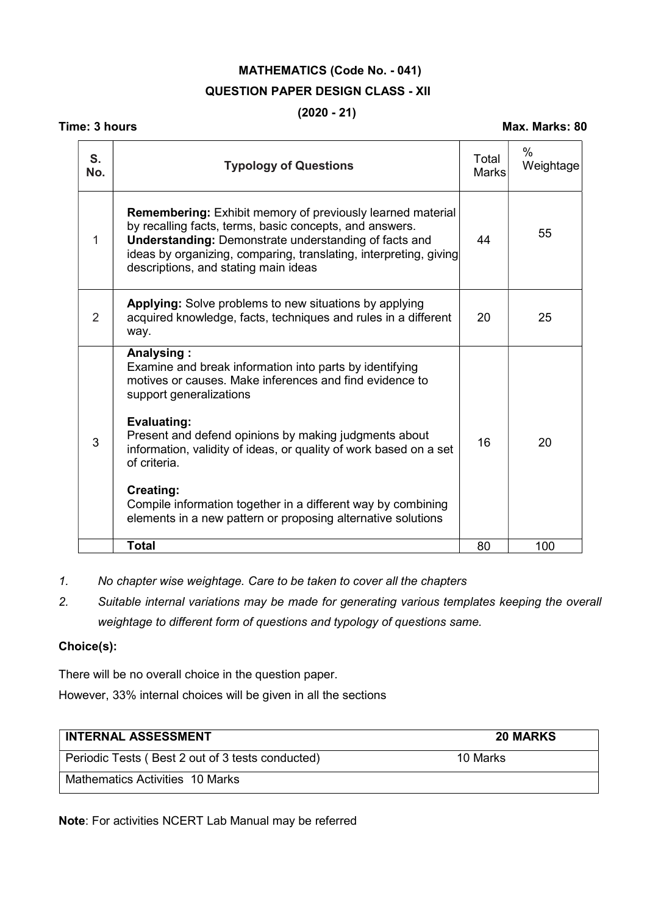## MATHEMATICS (Code No. - 041)

## QUESTION PAPER DESIGN CLASS - XII

## (2020 - 21)

**Time: 3 hours** **Max. Marks: 80**

| S. No. | Typology of Questions | Total Marks | % Weightage |
|---|---|---|---|
| 1 | **Remembering:** Exhibit memory of previously learned material by recalling facts, terms, basic concepts, and answers. **Understanding:** Demonstrate understanding of facts and ideas by organizing, comparing, translating, interpreting, giving descriptions, and stating main ideas | 44 | 55 |
| 2 | **Applying:** Solve problems to new situations by applying acquired knowledge, facts, techniques and rules in a different way. | 20 | 25 |
| 3 | **Analysing :** Examine and break information into parts by identifying motives or causes. Make inferences and find evidence to support generalizations **Evaluating:** Present and defend opinions by making judgments about information, validity of ideas, or quality of work based on a set of criteria. **Creating:** Compile information together in a different way by combining elements in a new pattern or proposing alternative solutions | 16 | 20 |
| | **Total** | 80 | 100 |

1. *No chapter wise weightage. Care to be taken to cover all the chapters*
2. *Suitable internal variations may be made for generating various templates keeping the overall weightage to different form of questions and typology of questions same.*

**Choice(s):**

There will be no overall choice in the question paper.

However, 33% internal choices will be given in all the sections

| **INTERNAL ASSESSMENT** | **20 MARKS** |
|---|---|
| Periodic Tests ( Best 2 out of 3 tests conducted) | 10 Marks |
| Mathematics Activities 10 Marks | |

**Note**: For activities NCERT Lab Manual may be referred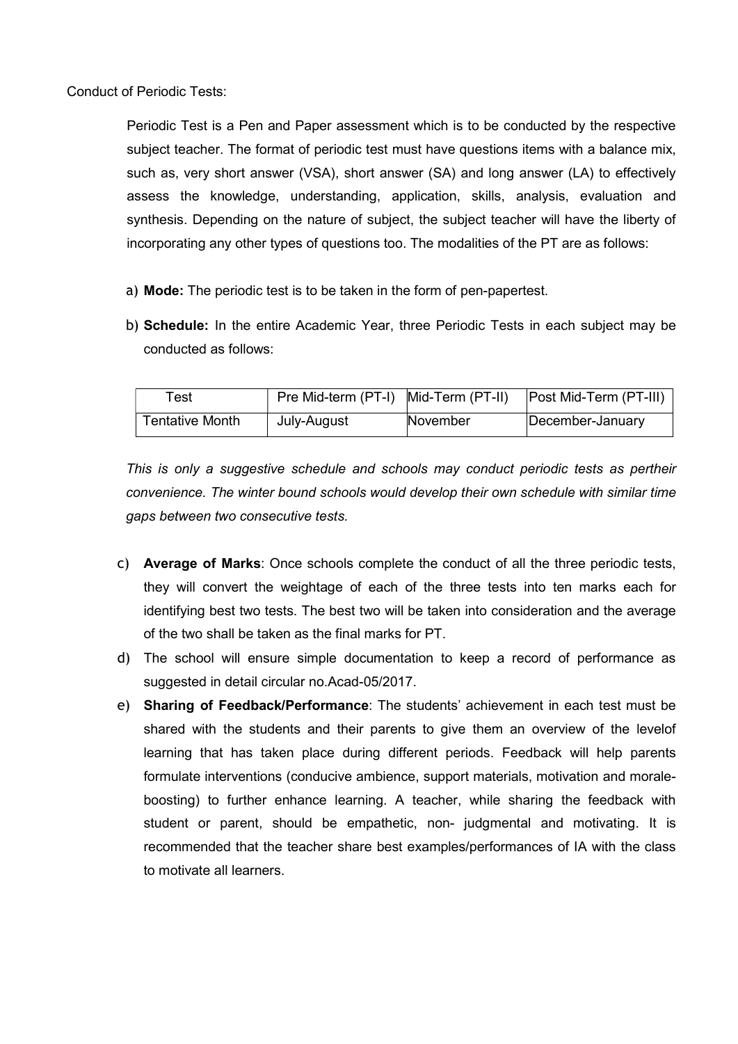Conduct of Periodic Tests:

Periodic Test is a Pen and Paper assessment which is to be conducted by the respective subject teacher. The format of periodic test must have questions items with a balance mix, such as, very short answer (VSA), short answer (SA) and long answer (LA) to effectively assess the knowledge, understanding, application, skills, analysis, evaluation and synthesis. Depending on the nature of subject, the subject teacher will have the liberty of incorporating any other types of questions too. The modalities of the PT are as follows:

a) **Mode:** The periodic test is to be taken in the form of pen-papertest.

b) **Schedule:** In the entire Academic Year, three Periodic Tests in each subject may be conducted as follows:

| Test | Pre Mid-term (PT-I) | Mid-Term (PT-II) | Post Mid-Term (PT-III) |
|---|---|---|---|
| Tentative Month | July-August | November | December-January |

*This is only a suggestive schedule and schools may conduct periodic tests as pertheir convenience. The winter bound schools would develop their own schedule with similar time gaps between two consecutive tests.*

c) **Average of Marks**: Once schools complete the conduct of all the three periodic tests, they will convert the weightage of each of the three tests into ten marks each for identifying best two tests. The best two will be taken into consideration and the average of the two shall be taken as the final marks for PT.

d) The school will ensure simple documentation to keep a record of performance as suggested in detail circular no.Acad-05/2017.

e) **Sharing of Feedback/Performance**: The students' achievement in each test must be shared with the students and their parents to give them an overview of the levelof learning that has taken place during different periods. Feedback will help parents formulate interventions (conducive ambience, support materials, motivation and morale-boosting) to further enhance learning. A teacher, while sharing the feedback with student or parent, should be empathetic, non- judgmental and motivating. It is recommended that the teacher share best examples/performances of IA with the class to motivate all learners.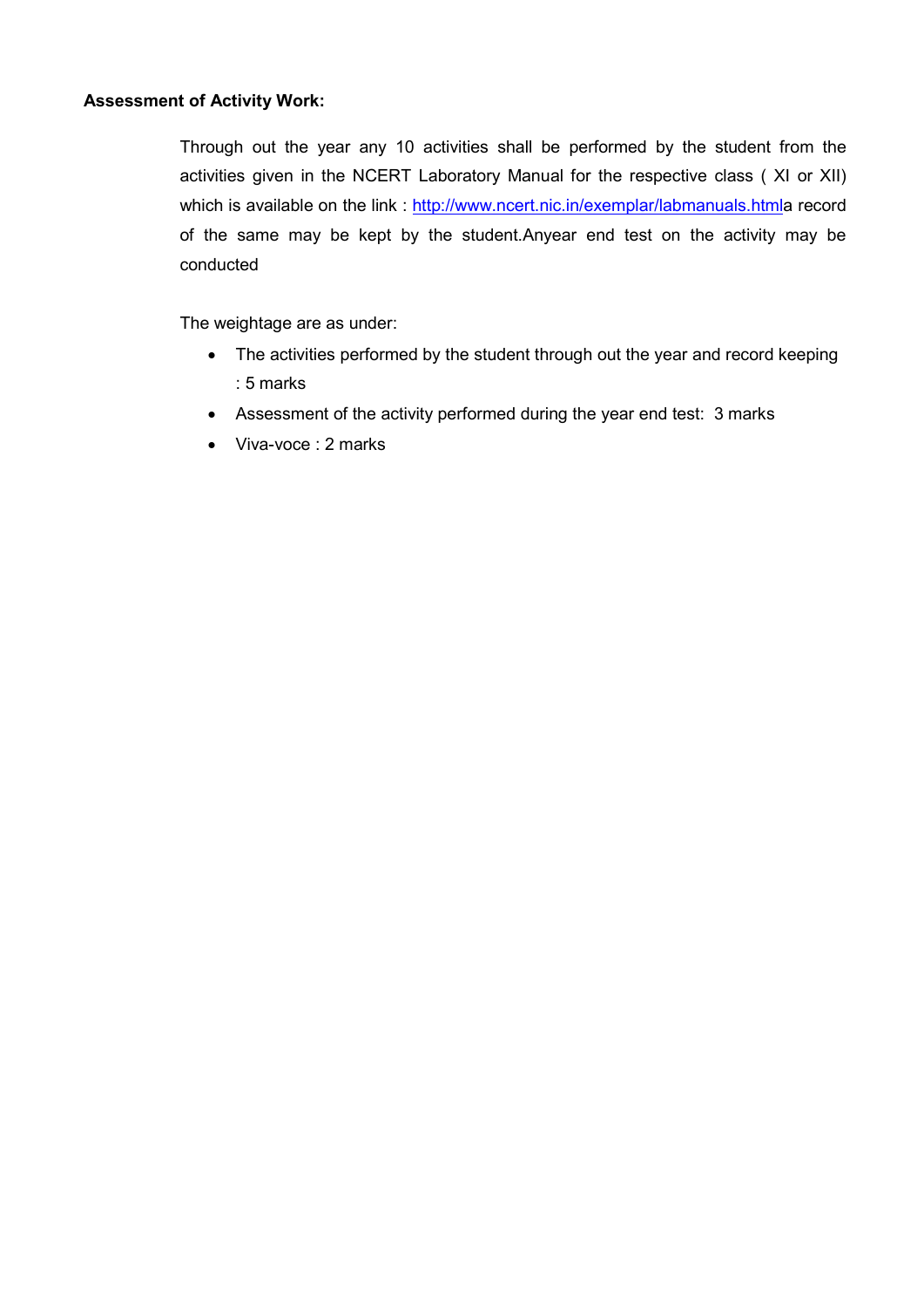**Assessment of Activity Work:**

Through out the year any 10 activities shall be performed by the student from the activities given in the NCERT Laboratory Manual for the respective class ( XI or XII) which is available on the link : http://www.ncert.nic.in/exemplar/labmanuals.htmla record of the same may be kept by the student.Anyear end test on the activity may be conducted

The weightage are as under:

- The activities performed by the student through out the year and record keeping : 5 marks
- Assessment of the activity performed during the year end test: 3 marks
- Viva-voce : 2 marks